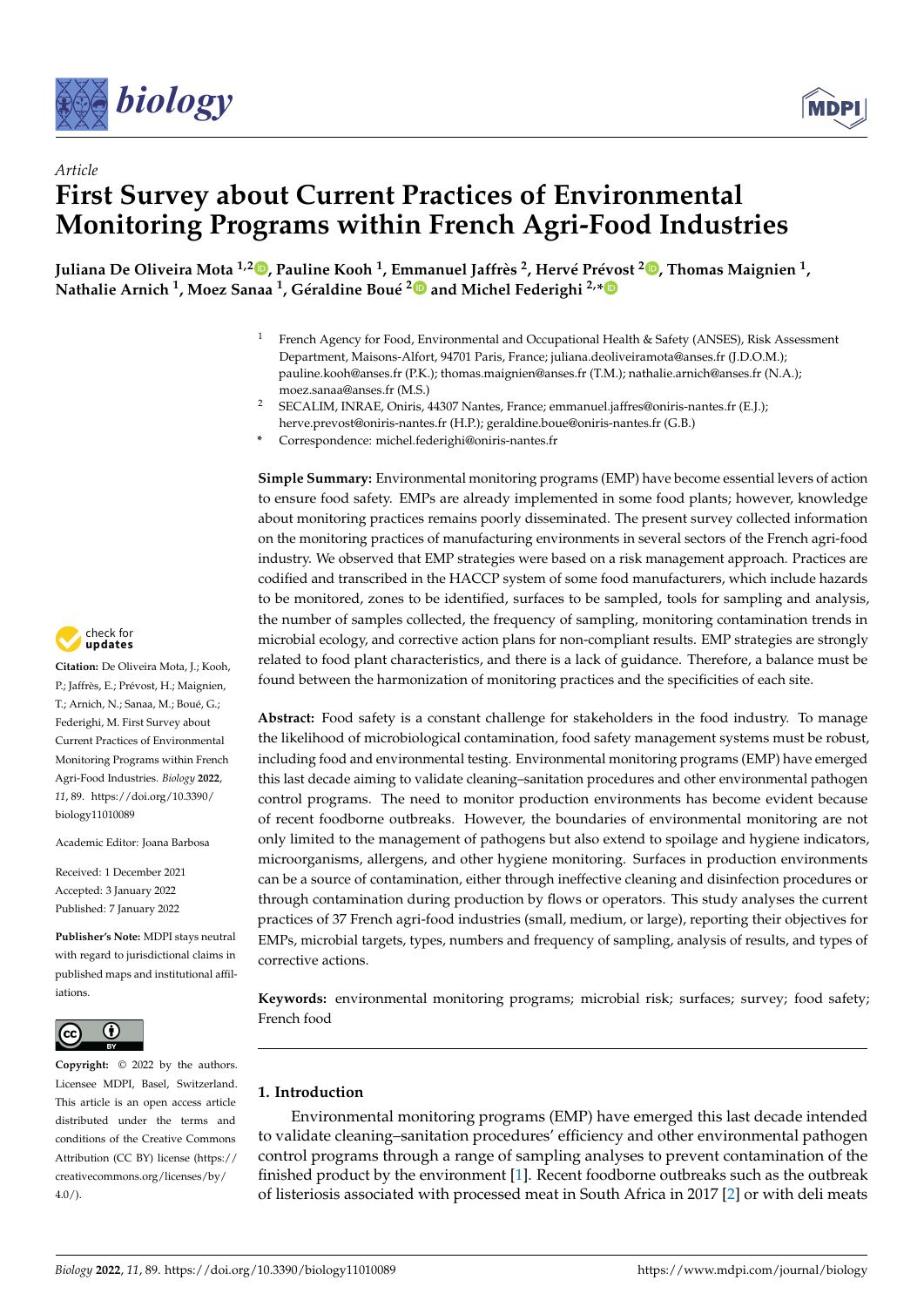Article

# First Survey about Current Practices of Environmental Monitoring Programs within French Agri-Food Industries

**Juliana De Oliveira Mota [1,2], Pauline Kooh [1], Emmanuel Jaffrès [2], Hervé Prévost [2], Thomas Maignien [1], Nathalie Arnich [1], Moez Sanaa [1], Géraldine Boué [2] and Michel Federighi [2,*]**

[1] French Agency for Food, Environmental and Occupational Health & Safety (ANSES), Risk Assessment Department, Maisons-Alfort, 94701 Paris, France; juliana.deoliveiramota@anses.fr (J.D.O.M.); pauline.kooh@anses.fr (P.K.); thomas.maignien@anses.fr (T.M.); nathalie.arnich@anses.fr (N.A.); moez.sanaa@anses.fr (M.S.)

[2] SECALIM, INRAE, Oniris, 44307 Nantes, France; emmanuel.jaffres@oniris-nantes.fr (E.J.); herve.prevost@oniris-nantes.fr (H.P.); geraldine.boue@oniris-nantes.fr (G.B.)

* Correspondence: michel.federighi@oniris-nantes.fr

**Simple Summary:** Environmental monitoring programs (EMP) have become essential levers of action to ensure food safety. EMPs are already implemented in some food plants; however, knowledge about monitoring practices remains poorly disseminated. The present survey collected information on the monitoring practices of manufacturing environments in several sectors of the French agri-food industry. We observed that EMP strategies were based on a risk management approach. Practices are codified and transcribed in the HACCP system of some food manufacturers, which include hazards to be monitored, zones to be identified, surfaces to be sampled, tools for sampling and analysis, the number of samples collected, the frequency of sampling, monitoring contamination trends in microbial ecology, and corrective action plans for non-compliant results. EMP strategies are strongly related to food plant characteristics, and there is a lack of guidance. Therefore, a balance must be found between the harmonization of monitoring practices and the specificities of each site.

**Abstract:** Food safety is a constant challenge for stakeholders in the food industry. To manage the likelihood of microbiological contamination, food safety management systems must be robust, including food and environmental testing. Environmental monitoring programs (EMP) have emerged this last decade aiming to validate cleaning–sanitation procedures and other environmental pathogen control programs. The need to monitor production environments has become evident because of recent foodborne outbreaks. However, the boundaries of environmental monitoring are not only limited to the management of pathogens but also extend to spoilage and hygiene indicators, microorganisms, allergens, and other hygiene monitoring. Surfaces in production environments can be a source of contamination, either through ineffective cleaning and disinfection procedures or through contamination during production by flows or operators. This study analyses the current practices of 37 French agri-food industries (small, medium, or large), reporting their objectives for EMPs, microbial targets, types, numbers and frequency of sampling, analysis of results, and types of corrective actions.

**Keywords:** environmental monitoring programs; microbial risk; surfaces; survey; food safety; French food

**Citation:** De Oliveira Mota, J.; Kooh, P.; Jaffrès, E.; Prévost, H.; Maignien, T.; Arnich, N.; Sanaa, M.; Boué, G.; Federighi, M. First Survey about Current Practices of Environmental Monitoring Programs within French Agri-Food Industries. *Biology* **2022**, *11*, 89. https://doi.org/10.3390/biology11010089

Academic Editor: Joana Barbosa

Received: 1 December 2021
Accepted: 3 January 2022
Published: 7 January 2022

**Publisher's Note:** MDPI stays neutral with regard to jurisdictional claims in published maps and institutional affiliations.

**Copyright:** © 2022 by the authors. Licensee MDPI, Basel, Switzerland. This article is an open access article distributed under the terms and conditions of the Creative Commons Attribution (CC BY) license (https://creativecommons.org/licenses/by/4.0/).

## 1. Introduction

Environmental monitoring programs (EMP) have emerged this last decade intended to validate cleaning–sanitation procedures' efficiency and other environmental pathogen control programs through a range of sampling analyses to prevent contamination of the finished product by the environment [1]. Recent foodborne outbreaks such as the outbreak of listeriosis associated with processed meat in South Africa in 2017 [2] or with deli meats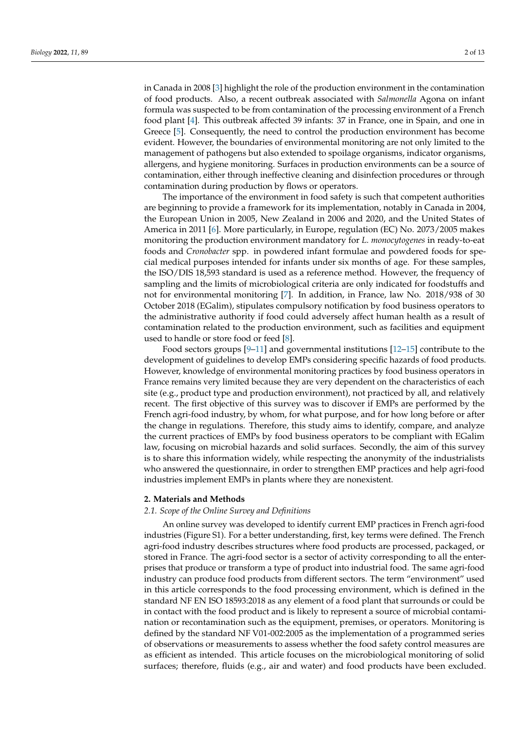in Canada in 2008 [3] highlight the role of the production environment in the contamination of food products. Also, a recent outbreak associated with *Salmonella* Agona on infant formula was suspected to be from contamination of the processing environment of a French food plant [4]. This outbreak affected 39 infants: 37 in France, one in Spain, and one in Greece [5]. Consequently, the need to control the production environment has become evident. However, the boundaries of environmental monitoring are not only limited to the management of pathogens but also extended to spoilage organisms, indicator organisms, allergens, and hygiene monitoring. Surfaces in production environments can be a source of contamination, either through ineffective cleaning and disinfection procedures or through contamination during production by flows or operators.

The importance of the environment in food safety is such that competent authorities are beginning to provide a framework for its implementation, notably in Canada in 2004, the European Union in 2005, New Zealand in 2006 and 2020, and the United States of America in 2011 [6]. More particularly, in Europe, regulation (EC) No. 2073/2005 makes monitoring the production environment mandatory for *L. monocytogenes* in ready-to-eat foods and *Cronobacter* spp. in powdered infant formulae and powdered foods for special medical purposes intended for infants under six months of age. For these samples, the ISO/DIS 18,593 standard is used as a reference method. However, the frequency of sampling and the limits of microbiological criteria are only indicated for foodstuffs and not for environmental monitoring [7]. In addition, in France, law No. 2018/938 of 30 October 2018 (EGalim), stipulates compulsory notification by food business operators to the administrative authority if food could adversely affect human health as a result of contamination related to the production environment, such as facilities and equipment used to handle or store food or feed [8].

Food sectors groups [9–11] and governmental institutions [12–15] contribute to the development of guidelines to develop EMPs considering specific hazards of food products. However, knowledge of environmental monitoring practices by food business operators in France remains very limited because they are very dependent on the characteristics of each site (e.g., product type and production environment), not practiced by all, and relatively recent. The first objective of this survey was to discover if EMPs are performed by the French agri-food industry, by whom, for what purpose, and for how long before or after the change in regulations. Therefore, this study aims to identify, compare, and analyze the current practices of EMPs by food business operators to be compliant with EGalim law, focusing on microbial hazards and solid surfaces. Secondly, the aim of this survey is to share this information widely, while respecting the anonymity of the industrialists who answered the questionnaire, in order to strengthen EMP practices and help agri-food industries implement EMPs in plants where they are nonexistent.

## 2. Materials and Methods

### 2.1. Scope of the Online Survey and Definitions

An online survey was developed to identify current EMP practices in French agri-food industries (Figure S1). For a better understanding, first, key terms were defined. The French agri-food industry describes structures where food products are processed, packaged, or stored in France. The agri-food sector is a sector of activity corresponding to all the enterprises that produce or transform a type of product into industrial food. The same agri-food industry can produce food products from different sectors. The term "environment" used in this article corresponds to the food processing environment, which is defined in the standard NF EN ISO 18593:2018 as any element of a food plant that surrounds or could be in contact with the food product and is likely to represent a source of microbial contamination or recontamination such as the equipment, premises, or operators. Monitoring is defined by the standard NF V01-002:2005 as the implementation of a programmed series of observations or measurements to assess whether the food safety control measures are as efficient as intended. This article focuses on the microbiological monitoring of solid surfaces; therefore, fluids (e.g., air and water) and food products have been excluded.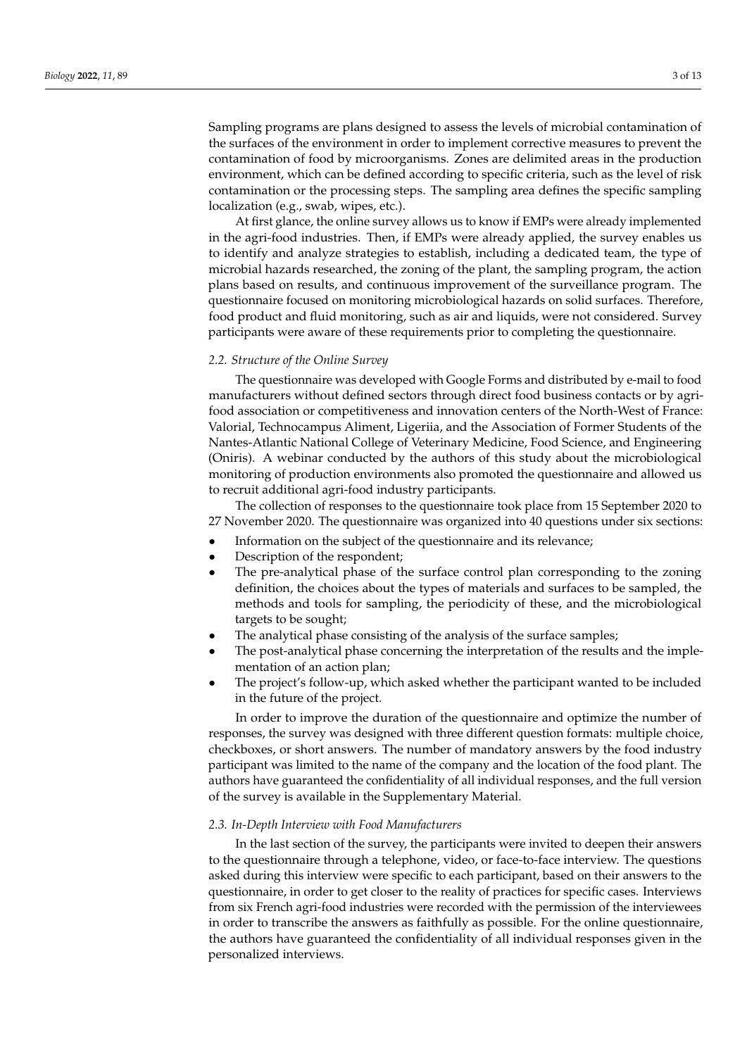Sampling programs are plans designed to assess the levels of microbial contamination of the surfaces of the environment in order to implement corrective measures to prevent the contamination of food by microorganisms. Zones are delimited areas in the production environment, which can be defined according to specific criteria, such as the level of risk contamination or the processing steps. The sampling area defines the specific sampling localization (e.g., swab, wipes, etc.).

At first glance, the online survey allows us to know if EMPs were already implemented in the agri-food industries. Then, if EMPs were already applied, the survey enables us to identify and analyze strategies to establish, including a dedicated team, the type of microbial hazards researched, the zoning of the plant, the sampling program, the action plans based on results, and continuous improvement of the surveillance program. The questionnaire focused on monitoring microbiological hazards on solid surfaces. Therefore, food product and fluid monitoring, such as air and liquids, were not considered. Survey participants were aware of these requirements prior to completing the questionnaire.

### 2.2. Structure of the Online Survey

The questionnaire was developed with Google Forms and distributed by e-mail to food manufacturers without defined sectors through direct food business contacts or by agri-food association or competitiveness and innovation centers of the North-West of France: Valorial, Technocampus Aliment, Ligeriia, and the Association of Former Students of the Nantes-Atlantic National College of Veterinary Medicine, Food Science, and Engineering (Oniris). A webinar conducted by the authors of this study about the microbiological monitoring of production environments also promoted the questionnaire and allowed us to recruit additional agri-food industry participants.

The collection of responses to the questionnaire took place from 15 September 2020 to 27 November 2020. The questionnaire was organized into 40 questions under six sections:

- Information on the subject of the questionnaire and its relevance;
- Description of the respondent;
- The pre-analytical phase of the surface control plan corresponding to the zoning definition, the choices about the types of materials and surfaces to be sampled, the methods and tools for sampling, the periodicity of these, and the microbiological targets to be sought;
- The analytical phase consisting of the analysis of the surface samples;
- The post-analytical phase concerning the interpretation of the results and the implementation of an action plan;
- The project's follow-up, which asked whether the participant wanted to be included in the future of the project.

In order to improve the duration of the questionnaire and optimize the number of responses, the survey was designed with three different question formats: multiple choice, checkboxes, or short answers. The number of mandatory answers by the food industry participant was limited to the name of the company and the location of the food plant. The authors have guaranteed the confidentiality of all individual responses, and the full version of the survey is available in the Supplementary Material.

### 2.3. In-Depth Interview with Food Manufacturers

In the last section of the survey, the participants were invited to deepen their answers to the questionnaire through a telephone, video, or face-to-face interview. The questions asked during this interview were specific to each participant, based on their answers to the questionnaire, in order to get closer to the reality of practices for specific cases. Interviews from six French agri-food industries were recorded with the permission of the interviewees in order to transcribe the answers as faithfully as possible. For the online questionnaire, the authors have guaranteed the confidentiality of all individual responses given in the personalized interviews.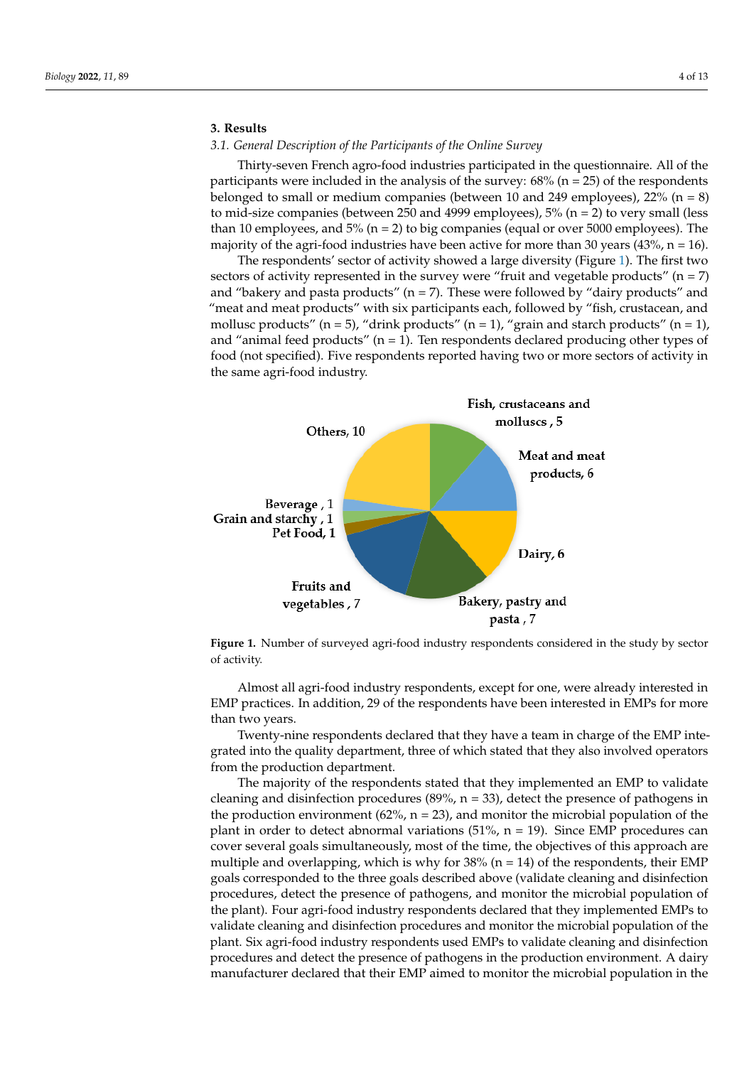## 3. Results

### 3.1. General Description of the Participants of the Online Survey

Thirty-seven French agro-food industries participated in the questionnaire. All of the participants were included in the analysis of the survey: 68% (n = 25) of the respondents belonged to small or medium companies (between 10 and 249 employees), 22% (n = 8) to mid-size companies (between 250 and 4999 employees), 5% (n = 2) to very small (less than 10 employees, and 5% (n = 2) to big companies (equal or over 5000 employees). The majority of the agri-food industries have been active for more than 30 years (43%, n = 16).

The respondents' sector of activity showed a large diversity (Figure 1). The first two sectors of activity represented in the survey were "fruit and vegetable products" (n = 7) and "bakery and pasta products" (n = 7). These were followed by "dairy products" and "meat and meat products" with six participants each, followed by "fish, crustacean, and mollusc products" (n = 5), "drink products" (n = 1), "grain and starch products" (n = 1), and "animal feed products" (n = 1). Ten respondents declared producing other types of food (not specified). Five respondents reported having two or more sectors of activity in the same agri-food industry.

**Figure 1.** Number of surveyed agri-food industry respondents considered in the study by sector of activity.

Almost all agri-food industry respondents, except for one, were already interested in EMP practices. In addition, 29 of the respondents have been interested in EMPs for more than two years.

Twenty-nine respondents declared that they have a team in charge of the EMP integrated into the quality department, three of which stated that they also involved operators from the production department.

The majority of the respondents stated that they implemented an EMP to validate cleaning and disinfection procedures (89%, n = 33), detect the presence of pathogens in the production environment (62%, n = 23), and monitor the microbial population of the plant in order to detect abnormal variations (51%, n = 19). Since EMP procedures can cover several goals simultaneously, most of the time, the objectives of this approach are multiple and overlapping, which is why for 38% (n = 14) of the respondents, their EMP goals corresponded to the three goals described above (validate cleaning and disinfection procedures, detect the presence of pathogens, and monitor the microbial population of the plant). Four agri-food industry respondents declared that they implemented EMPs to validate cleaning and disinfection procedures and monitor the microbial population of the plant. Six agri-food industry respondents used EMPs to validate cleaning and disinfection procedures and detect the presence of pathogens in the production environment. A dairy manufacturer declared that their EMP aimed to monitor the microbial population in the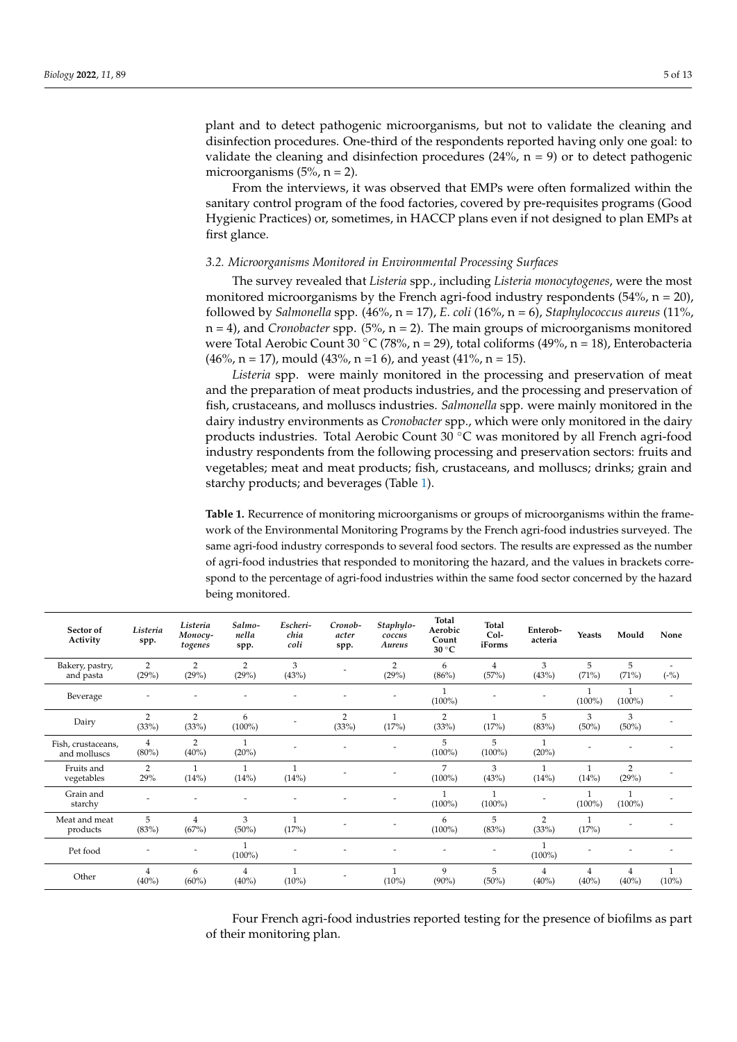plant and to detect pathogenic microorganisms, but not to validate the cleaning and disinfection procedures. One-third of the respondents reported having only one goal: to validate the cleaning and disinfection procedures (24%, n = 9) or to detect pathogenic microorganisms (5%, n = 2).

From the interviews, it was observed that EMPs were often formalized within the sanitary control program of the food factories, covered by pre-requisites programs (Good Hygienic Practices) or, sometimes, in HACCP plans even if not designed to plan EMPs at first glance.

### *3.2. Microorganisms Monitored in Environmental Processing Surfaces*

The survey revealed that *Listeria* spp., including *Listeria monocytogenes*, were the most monitored microorganisms by the French agri-food industry respondents (54%, n = 20), followed by *Salmonella* spp. (46%, n = 17), *E. coli* (16%, n = 6), *Staphylococcus aureus* (11%, n = 4), and *Cronobacter* spp. (5%, n = 2). The main groups of microorganisms monitored were Total Aerobic Count 30 °C (78%, n = 29), total coliforms (49%, n = 18), Enterobacteria (46%, n = 17), mould (43%, n =1 6), and yeast (41%, n = 15).

*Listeria* spp. were mainly monitored in the processing and preservation of meat and the preparation of meat products industries, and the processing and preservation of fish, crustaceans, and molluscs industries. *Salmonella* spp. were mainly monitored in the dairy industry environments as *Cronobacter* spp., which were only monitored in the dairy products industries. Total Aerobic Count 30 °C was monitored by all French agri-food industry respondents from the following processing and preservation sectors: fruits and vegetables; meat and meat products; fish, crustaceans, and molluscs; drinks; grain and starchy products; and beverages (Table 1).

**Table 1.** Recurrence of monitoring microorganisms or groups of microorganisms within the framework of the Environmental Monitoring Programs by the French agri-food industries surveyed. The same agri-food industry corresponds to several food sectors. The results are expressed as the number of agri-food industries that responded to monitoring the hazard, and the values in brackets correspond to the percentage of agri-food industries within the same food sector concerned by the hazard being monitored.

| Sector of Activity | *Listeria* spp. | *Listeria Monocytogenes* | *Salmonella* spp. | *Escherichia coli* | *Cronobacter* spp. | *Staphylococcus Aureus* | Total Aerobic Count 30 °C | Total ColiForms | Enterobacteria | Yeasts | Mould | None |
|---|---|---|---|---|---|---|---|---|---|---|---|---|
| Bakery, pastry, and pasta | 2 (29%) | 2 (29%) | 2 (29%) | 3 (43%) | - | 2 (29%) | 6 (86%) | 4 (57%) | 3 (43%) | 5 (71%) | 5 (71%) | - (-%) |
| Beverage | - | - | - | - | - | - | 1 (100%) | - | - | 1 (100%) | 1 (100%) | - |
| Dairy | 2 (33%) | 2 (33%) | 6 (100%) | - | 2 (33%) | 1 (17%) | 2 (33%) | 1 (17%) | 5 (83%) | 3 (50%) | 3 (50%) | - |
| Fish, crustaceans, and molluscs | 4 (80%) | 2 (40%) | 1 (20%) | - | - | - | 5 (100%) | 5 (100%) | 1 (20%) | - | - | - |
| Fruits and vegetables | 2 29% | 1 (14%) | 1 (14%) | 1 (14%) | - | - | 7 (100%) | 3 (43%) | 1 (14%) | 1 (14%) | 2 (29%) | - |
| Grain and starchy | - | - | - | - | - | - | 1 (100%) | 1 (100%) | - | 1 (100%) | 1 (100%) | - |
| Meat and meat products | 5 (83%) | 4 (67%) | 3 (50%) | 1 (17%) | - | - | 6 (100%) | 5 (83%) | 2 (33%) | 1 (17%) | - | - |
| Pet food | - | - | 1 (100%) | - | - | - | - | - | 1 (100%) | - | - | - |
| Other | 4 (40%) | 6 (60%) | 4 (40%) | 1 (10%) | - | 1 (10%) | 9 (90%) | 5 (50%) | 4 (40%) | 4 (40%) | 4 (40%) | 1 (10%) |

Four French agri-food industries reported testing for the presence of biofilms as part of their monitoring plan.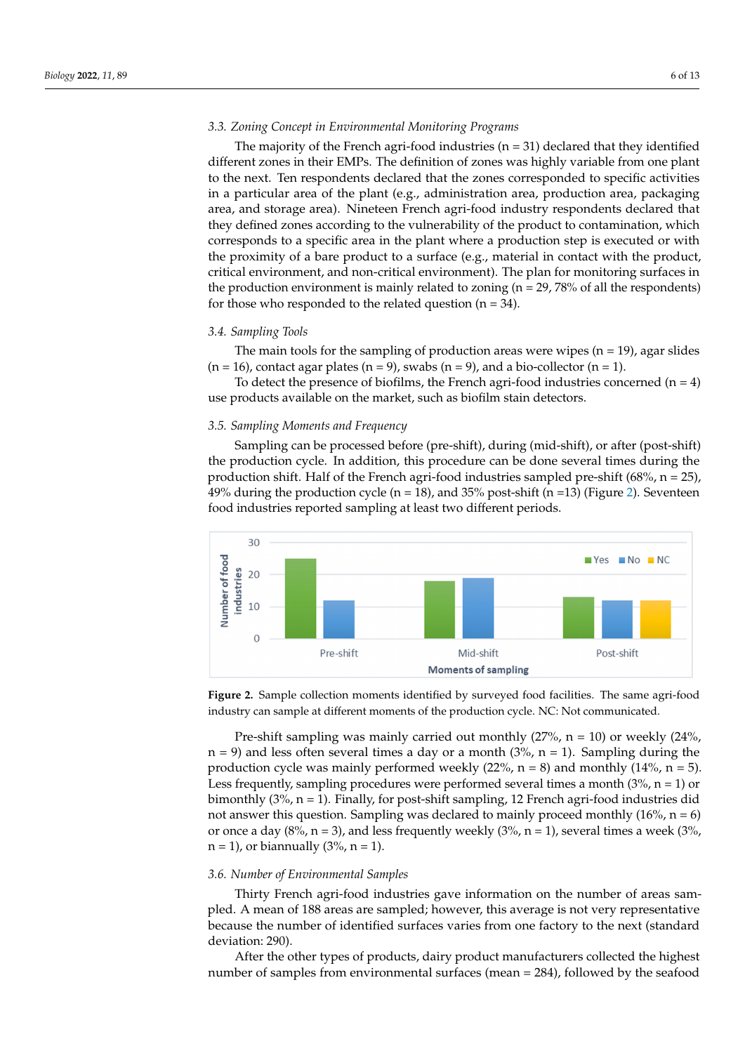### 3.3. Zoning Concept in Environmental Monitoring Programs

The majority of the French agri-food industries (n = 31) declared that they identified different zones in their EMPs. The definition of zones was highly variable from one plant to the next. Ten respondents declared that the zones corresponded to specific activities in a particular area of the plant (e.g., administration area, production area, packaging area, and storage area). Nineteen French agri-food industry respondents declared that they defined zones according to the vulnerability of the product to contamination, which corresponds to a specific area in the plant where a production step is executed or with the proximity of a bare product to a surface (e.g., material in contact with the product, critical environment, and non-critical environment). The plan for monitoring surfaces in the production environment is mainly related to zoning (n = 29, 78% of all the respondents) for those who responded to the related question (n = 34).

### 3.4. Sampling Tools

The main tools for the sampling of production areas were wipes (n = 19), agar slides (n = 16), contact agar plates (n = 9), swabs (n = 9), and a bio-collector (n = 1).

To detect the presence of biofilms, the French agri-food industries concerned (n = 4) use products available on the market, such as biofilm stain detectors.

### 3.5. Sampling Moments and Frequency

Sampling can be processed before (pre-shift), during (mid-shift), or after (post-shift) the production cycle. In addition, this procedure can be done several times during the production shift. Half of the French agri-food industries sampled pre-shift (68%, n = 25), 49% during the production cycle (n = 18), and 35% post-shift (n =13) (Figure 2). Seventeen food industries reported sampling at least two different periods.

**Figure 2.** Sample collection moments identified by surveyed food facilities. The same agri-food industry can sample at different moments of the production cycle. NC: Not communicated.

Pre-shift sampling was mainly carried out monthly (27%, n = 10) or weekly (24%, n = 9) and less often several times a day or a month (3%, n = 1). Sampling during the production cycle was mainly performed weekly (22%, n = 8) and monthly (14%, n = 5). Less frequently, sampling procedures were performed several times a month (3%, n = 1) or bimonthly (3%, n = 1). Finally, for post-shift sampling, 12 French agri-food industries did not answer this question. Sampling was declared to mainly proceed monthly (16%, n = 6) or once a day (8%, n = 3), and less frequently weekly (3%, n = 1), several times a week (3%, n = 1), or biannually (3%, n = 1).

### 3.6. Number of Environmental Samples

Thirty French agri-food industries gave information on the number of areas sampled. A mean of 188 areas are sampled; however, this average is not very representative because the number of identified surfaces varies from one factory to the next (standard deviation: 290).

After the other types of products, dairy product manufacturers collected the highest number of samples from environmental surfaces (mean = 284), followed by the seafood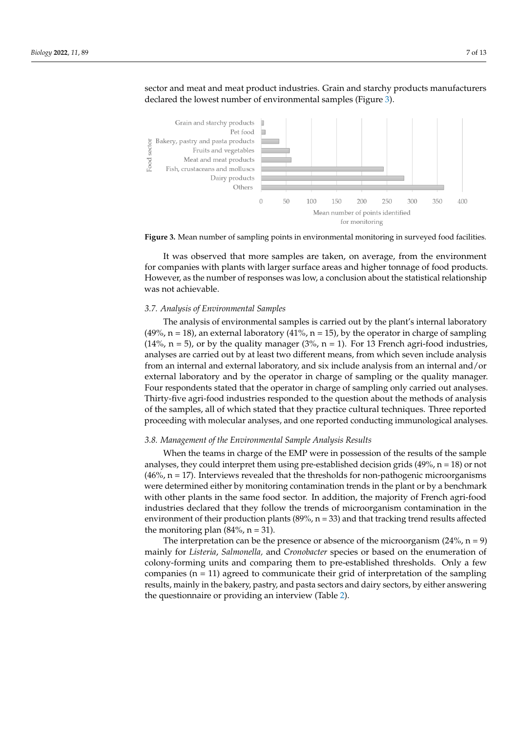sector and meat and meat product industries. Grain and starchy products manufacturers declared the lowest number of environmental samples (Figure 3).

**Figure 3.** Mean number of sampling points in environmental monitoring in surveyed food facilities.

It was observed that more samples are taken, on average, from the environment for companies with plants with larger surface areas and higher tonnage of food products. However, as the number of responses was low, a conclusion about the statistical relationship was not achievable.

### 3.7. Analysis of Environmental Samples

The analysis of environmental samples is carried out by the plant's internal laboratory (49%, n = 18), an external laboratory (41%, n = 15), by the operator in charge of sampling (14%, n = 5), or by the quality manager (3%, n = 1). For 13 French agri-food industries, analyses are carried out by at least two different means, from which seven include analysis from an internal and external laboratory, and six include analysis from an internal and/or external laboratory and by the operator in charge of sampling or the quality manager. Four respondents stated that the operator in charge of sampling only carried out analyses. Thirty-five agri-food industries responded to the question about the methods of analysis of the samples, all of which stated that they practice cultural techniques. Three reported proceeding with molecular analyses, and one reported conducting immunological analyses.

### 3.8. Management of the Environmental Sample Analysis Results

When the teams in charge of the EMP were in possession of the results of the sample analyses, they could interpret them using pre-established decision grids (49%, n = 18) or not (46%, n = 17). Interviews revealed that the thresholds for non-pathogenic microorganisms were determined either by monitoring contamination trends in the plant or by a benchmark with other plants in the same food sector. In addition, the majority of French agri-food industries declared that they follow the trends of microorganism contamination in the environment of their production plants (89%, n = 33) and that tracking trend results affected the monitoring plan (84%, n = 31).

The interpretation can be the presence or absence of the microorganism (24%, n = 9) mainly for *Listeria*, *Salmonella,* and *Cronobacter* species or based on the enumeration of colony-forming units and comparing them to pre-established thresholds. Only a few companies (n = 11) agreed to communicate their grid of interpretation of the sampling results, mainly in the bakery, pastry, and pasta sectors and dairy sectors, by either answering the questionnaire or providing an interview (Table 2).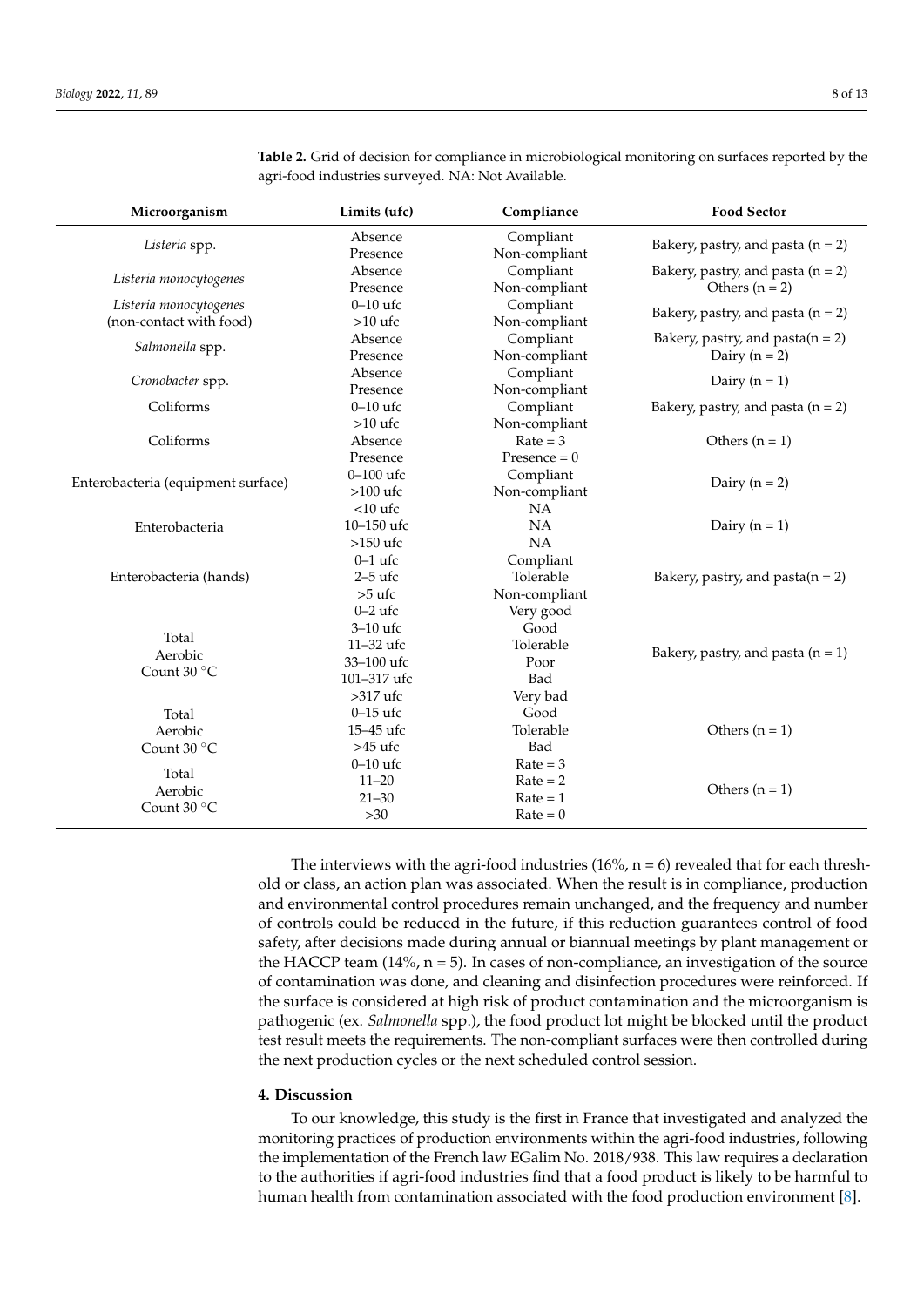**Table 2.** Grid of decision for compliance in microbiological monitoring on surfaces reported by the agri-food industries surveyed. NA: Not Available.

| Microorganism | Limits (ufc) | Compliance | Food Sector |
|---|---|---|---|
| *Listeria* spp. | Absence<br>Presence | Compliant<br>Non-compliant | Bakery, pastry, and pasta (n = 2) |
| *Listeria monocytogenes* | Absence<br>Presence | Compliant<br>Non-compliant | Bakery, pastry, and pasta (n = 2)<br>Others (n = 2) |
| *Listeria monocytogenes* (non-contact with food) | 0–10 ufc<br>>10 ufc | Compliant<br>Non-compliant | Bakery, pastry, and pasta (n = 2) |
| *Salmonella* spp. | Absence<br>Presence | Compliant<br>Non-compliant | Bakery, pastry, and pasta(n = 2)<br>Dairy (n = 2) |
| *Cronobacter* spp. | Absence<br>Presence | Compliant<br>Non-compliant | Dairy (n = 1) |
| Coliforms | 0–10 ufc<br>>10 ufc | Compliant<br>Non-compliant | Bakery, pastry, and pasta (n = 2) |
| Coliforms | Absence<br>Presence | Rate = 3<br>Presence = 0 | Others (n = 1) |
| Enterobacteria (equipment surface) | 0–100 ufc<br>>100 ufc | Compliant<br>Non-compliant | Dairy (n = 2) |
| Enterobacteria | <10 ufc<br>10–150 ufc<br>>150 ufc | NA<br>NA<br>NA | Dairy (n = 1) |
| Enterobacteria (hands) | 0–1 ufc<br>2–5 ufc<br>>5 ufc | Compliant<br>Tolerable<br>Non-compliant | Bakery, pastry, and pasta(n = 2) |
| Total Aerobic Count 30 °C | 0–2 ufc<br>3–10 ufc<br>11–32 ufc<br>33–100 ufc<br>101–317 ufc<br>>317 ufc | Very good<br>Good<br>Tolerable<br>Poor<br>Bad<br>Very bad | Bakery, pastry, and pasta (n = 1) |
| Total Aerobic Count 30 °C | 0–15 ufc<br>15–45 ufc<br>>45 ufc | Good<br>Tolerable<br>Bad | Others (n = 1) |
| Total Aerobic Count 30 °C | 0–10 ufc<br>11–20<br>21–30<br>>30 | Rate = 3<br>Rate = 2<br>Rate = 1<br>Rate = 0 | Others (n = 1) |

The interviews with the agri-food industries (16%, n = 6) revealed that for each threshold or class, an action plan was associated. When the result is in compliance, production and environmental control procedures remain unchanged, and the frequency and number of controls could be reduced in the future, if this reduction guarantees control of food safety, after decisions made during annual or biannual meetings by plant management or the HACCP team (14%, n = 5). In cases of non-compliance, an investigation of the source of contamination was done, and cleaning and disinfection procedures were reinforced. If the surface is considered at high risk of product contamination and the microorganism is pathogenic (ex. *Salmonella* spp.), the food product lot might be blocked until the product test result meets the requirements. The non-compliant surfaces were then controlled during the next production cycles or the next scheduled control session.

## 4. Discussion

To our knowledge, this study is the first in France that investigated and analyzed the monitoring practices of production environments within the agri-food industries, following the implementation of the French law EGalim No. 2018/938. This law requires a declaration to the authorities if agri-food industries find that a food product is likely to be harmful to human health from contamination associated with the food production environment [8].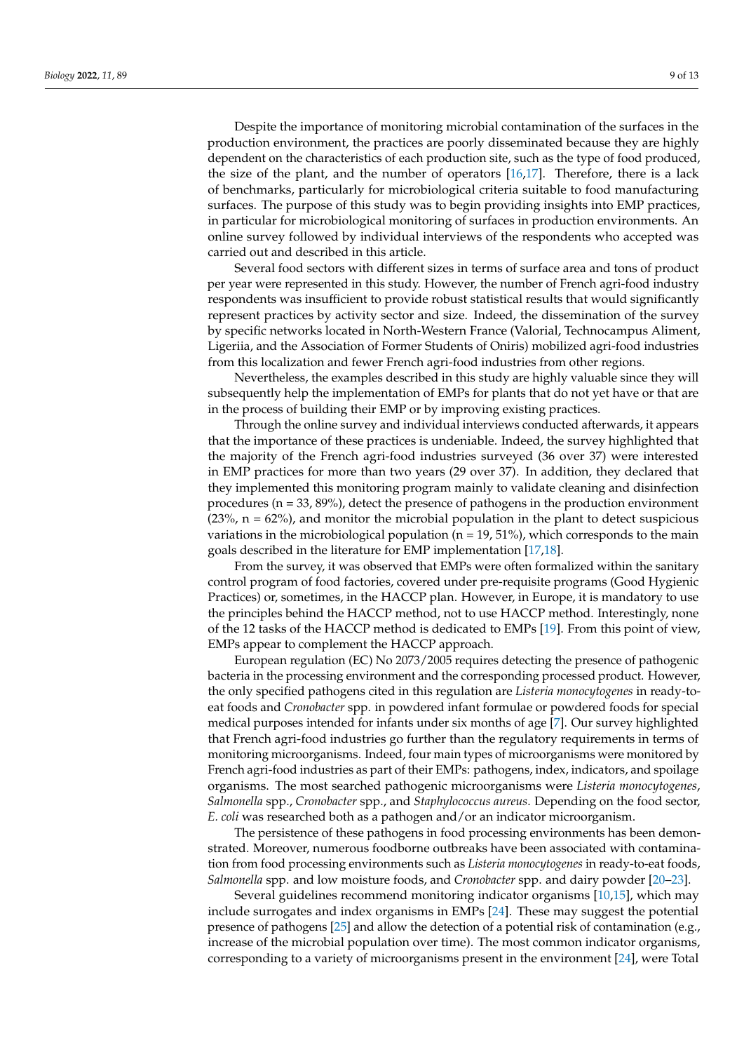Despite the importance of monitoring microbial contamination of the surfaces in the production environment, the practices are poorly disseminated because they are highly dependent on the characteristics of each production site, such as the type of food produced, the size of the plant, and the number of operators [16,17]. Therefore, there is a lack of benchmarks, particularly for microbiological criteria suitable to food manufacturing surfaces. The purpose of this study was to begin providing insights into EMP practices, in particular for microbiological monitoring of surfaces in production environments. An online survey followed by individual interviews of the respondents who accepted was carried out and described in this article.

Several food sectors with different sizes in terms of surface area and tons of product per year were represented in this study. However, the number of French agri-food industry respondents was insufficient to provide robust statistical results that would significantly represent practices by activity sector and size. Indeed, the dissemination of the survey by specific networks located in North-Western France (Valorial, Technocampus Aliment, Ligeriia, and the Association of Former Students of Oniris) mobilized agri-food industries from this localization and fewer French agri-food industries from other regions.

Nevertheless, the examples described in this study are highly valuable since they will subsequently help the implementation of EMPs for plants that do not yet have or that are in the process of building their EMP or by improving existing practices.

Through the online survey and individual interviews conducted afterwards, it appears that the importance of these practices is undeniable. Indeed, the survey highlighted that the majority of the French agri-food industries surveyed (36 over 37) were interested in EMP practices for more than two years (29 over 37). In addition, they declared that they implemented this monitoring program mainly to validate cleaning and disinfection procedures (n = 33, 89%), detect the presence of pathogens in the production environment (23%, n = 62%), and monitor the microbial population in the plant to detect suspicious variations in the microbiological population (n = 19, 51%), which corresponds to the main goals described in the literature for EMP implementation [17,18].

From the survey, it was observed that EMPs were often formalized within the sanitary control program of food factories, covered under pre-requisite programs (Good Hygienic Practices) or, sometimes, in the HACCP plan. However, in Europe, it is mandatory to use the principles behind the HACCP method, not to use HACCP method. Interestingly, none of the 12 tasks of the HACCP method is dedicated to EMPs [19]. From this point of view, EMPs appear to complement the HACCP approach.

European regulation (EC) No 2073/2005 requires detecting the presence of pathogenic bacteria in the processing environment and the corresponding processed product. However, the only specified pathogens cited in this regulation are *Listeria monocytogenes* in ready-to-eat foods and *Cronobacter* spp. in powdered infant formulae or powdered foods for special medical purposes intended for infants under six months of age [7]. Our survey highlighted that French agri-food industries go further than the regulatory requirements in terms of monitoring microorganisms. Indeed, four main types of microorganisms were monitored by French agri-food industries as part of their EMPs: pathogens, index, indicators, and spoilage organisms. The most searched pathogenic microorganisms were *Listeria monocytogenes*, *Salmonella* spp., *Cronobacter* spp., and *Staphylococcus aureus*. Depending on the food sector, *E. coli* was researched both as a pathogen and/or an indicator microorganism.

The persistence of these pathogens in food processing environments has been demonstrated. Moreover, numerous foodborne outbreaks have been associated with contamination from food processing environments such as *Listeria monocytogenes* in ready-to-eat foods, *Salmonella* spp. and low moisture foods, and *Cronobacter* spp. and dairy powder [20–23].

Several guidelines recommend monitoring indicator organisms [10,15], which may include surrogates and index organisms in EMPs [24]. These may suggest the potential presence of pathogens [25] and allow the detection of a potential risk of contamination (e.g., increase of the microbial population over time). The most common indicator organisms, corresponding to a variety of microorganisms present in the environment [24], were Total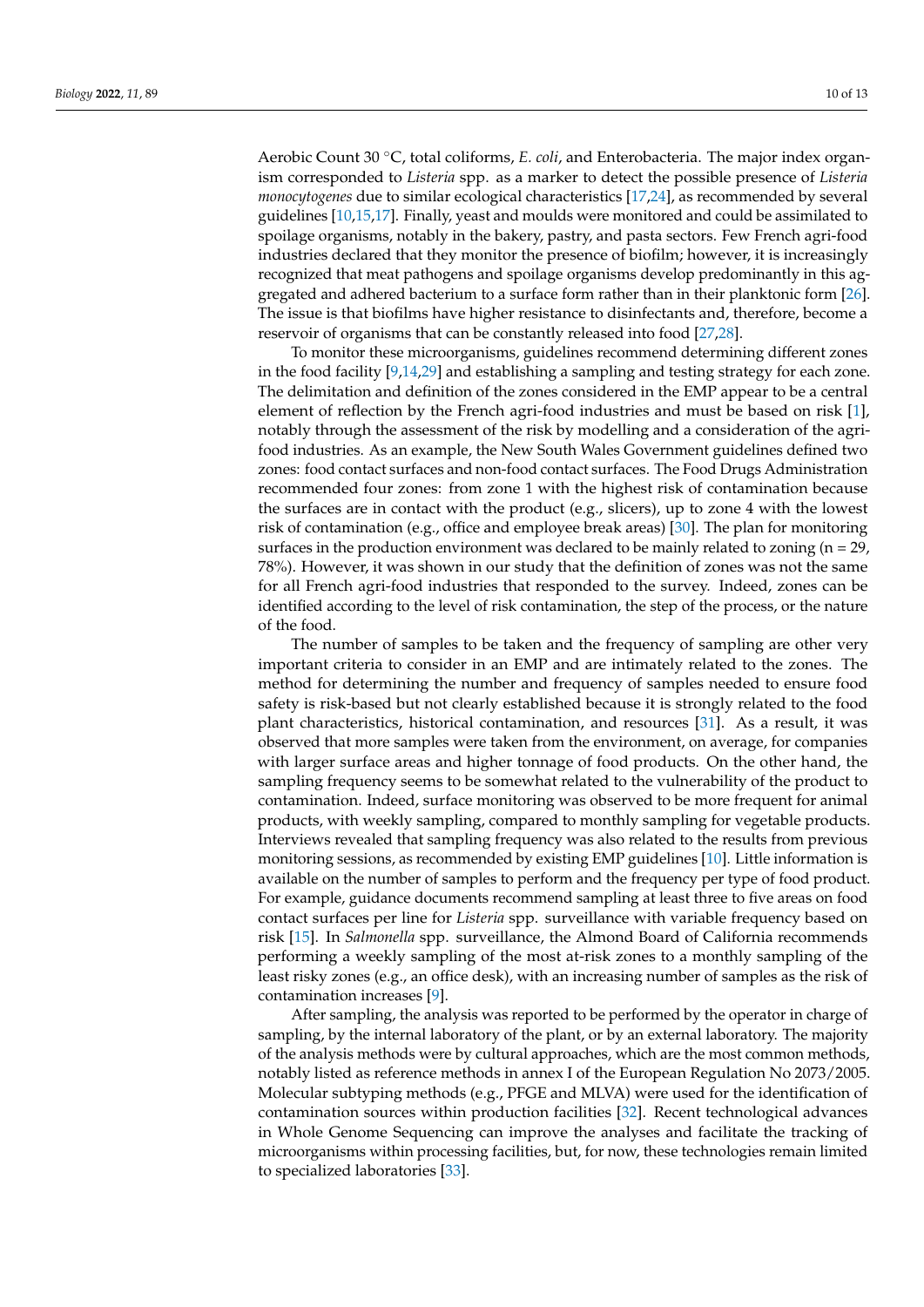Aerobic Count 30 °C, total coliforms, *E. coli*, and Enterobacteria. The major index organism corresponded to *Listeria* spp. as a marker to detect the possible presence of *Listeria monocytogenes* due to similar ecological characteristics [17,24], as recommended by several guidelines [10,15,17]. Finally, yeast and moulds were monitored and could be assimilated to spoilage organisms, notably in the bakery, pastry, and pasta sectors. Few French agri-food industries declared that they monitor the presence of biofilm; however, it is increasingly recognized that meat pathogens and spoilage organisms develop predominantly in this aggregated and adhered bacterium to a surface form rather than in their planktonic form [26]. The issue is that biofilms have higher resistance to disinfectants and, therefore, become a reservoir of organisms that can be constantly released into food [27,28].

To monitor these microorganisms, guidelines recommend determining different zones in the food facility [9,14,29] and establishing a sampling and testing strategy for each zone. The delimitation and definition of the zones considered in the EMP appear to be a central element of reflection by the French agri-food industries and must be based on risk [1], notably through the assessment of the risk by modelling and a consideration of the agri-food industries. As an example, the New South Wales Government guidelines defined two zones: food contact surfaces and non-food contact surfaces. The Food Drugs Administration recommended four zones: from zone 1 with the highest risk of contamination because the surfaces are in contact with the product (e.g., slicers), up to zone 4 with the lowest risk of contamination (e.g., office and employee break areas) [30]. The plan for monitoring surfaces in the production environment was declared to be mainly related to zoning (n = 29, 78%). However, it was shown in our study that the definition of zones was not the same for all French agri-food industries that responded to the survey. Indeed, zones can be identified according to the level of risk contamination, the step of the process, or the nature of the food.

The number of samples to be taken and the frequency of sampling are other very important criteria to consider in an EMP and are intimately related to the zones. The method for determining the number and frequency of samples needed to ensure food safety is risk-based but not clearly established because it is strongly related to the food plant characteristics, historical contamination, and resources [31]. As a result, it was observed that more samples were taken from the environment, on average, for companies with larger surface areas and higher tonnage of food products. On the other hand, the sampling frequency seems to be somewhat related to the vulnerability of the product to contamination. Indeed, surface monitoring was observed to be more frequent for animal products, with weekly sampling, compared to monthly sampling for vegetable products. Interviews revealed that sampling frequency was also related to the results from previous monitoring sessions, as recommended by existing EMP guidelines [10]. Little information is available on the number of samples to perform and the frequency per type of food product. For example, guidance documents recommend sampling at least three to five areas on food contact surfaces per line for *Listeria* spp. surveillance with variable frequency based on risk [15]. In *Salmonella* spp. surveillance, the Almond Board of California recommends performing a weekly sampling of the most at-risk zones to a monthly sampling of the least risky zones (e.g., an office desk), with an increasing number of samples as the risk of contamination increases [9].

After sampling, the analysis was reported to be performed by the operator in charge of sampling, by the internal laboratory of the plant, or by an external laboratory. The majority of the analysis methods were by cultural approaches, which are the most common methods, notably listed as reference methods in annex I of the European Regulation No 2073/2005. Molecular subtyping methods (e.g., PFGE and MLVA) were used for the identification of contamination sources within production facilities [32]. Recent technological advances in Whole Genome Sequencing can improve the analyses and facilitate the tracking of microorganisms within processing facilities, but, for now, these technologies remain limited to specialized laboratories [33].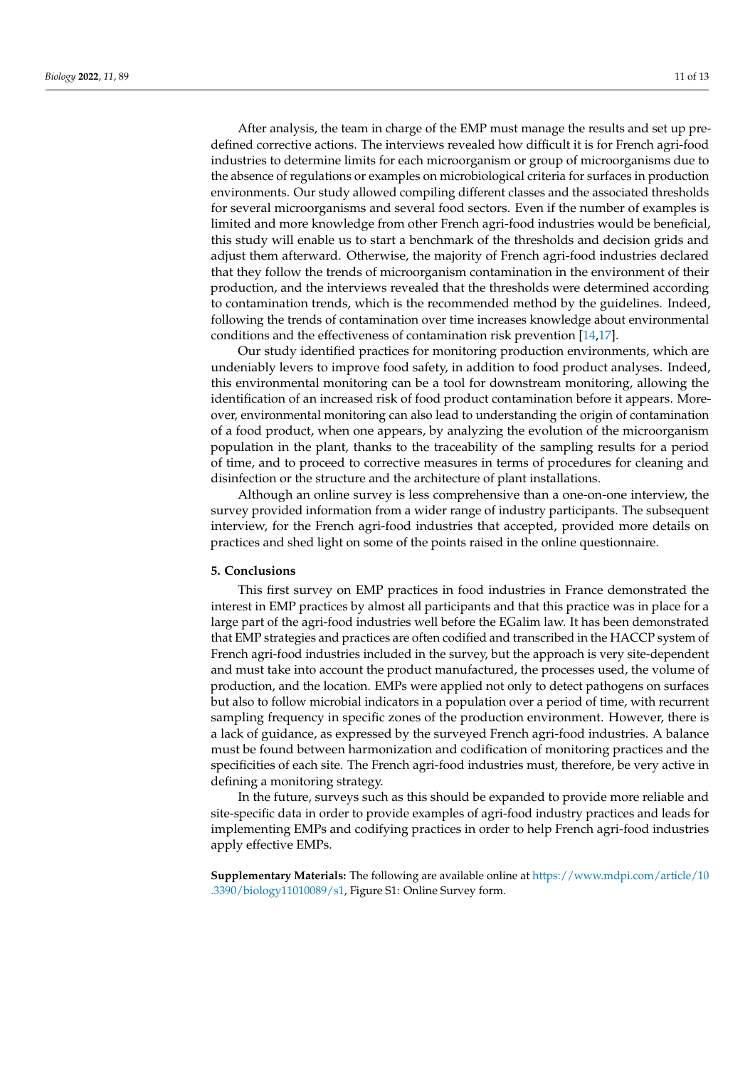After analysis, the team in charge of the EMP must manage the results and set up predefined corrective actions. The interviews revealed how difficult it is for French agri-food industries to determine limits for each microorganism or group of microorganisms due to the absence of regulations or examples on microbiological criteria for surfaces in production environments. Our study allowed compiling different classes and the associated thresholds for several microorganisms and several food sectors. Even if the number of examples is limited and more knowledge from other French agri-food industries would be beneficial, this study will enable us to start a benchmark of the thresholds and decision grids and adjust them afterward. Otherwise, the majority of French agri-food industries declared that they follow the trends of microorganism contamination in the environment of their production, and the interviews revealed that the thresholds were determined according to contamination trends, which is the recommended method by the guidelines. Indeed, following the trends of contamination over time increases knowledge about environmental conditions and the effectiveness of contamination risk prevention [14,17].

Our study identified practices for monitoring production environments, which are undeniably levers to improve food safety, in addition to food product analyses. Indeed, this environmental monitoring can be a tool for downstream monitoring, allowing the identification of an increased risk of food product contamination before it appears. Moreover, environmental monitoring can also lead to understanding the origin of contamination of a food product, when one appears, by analyzing the evolution of the microorganism population in the plant, thanks to the traceability of the sampling results for a period of time, and to proceed to corrective measures in terms of procedures for cleaning and disinfection or the structure and the architecture of plant installations.

Although an online survey is less comprehensive than a one-on-one interview, the survey provided information from a wider range of industry participants. The subsequent interview, for the French agri-food industries that accepted, provided more details on practices and shed light on some of the points raised in the online questionnaire.

## 5. Conclusions

This first survey on EMP practices in food industries in France demonstrated the interest in EMP practices by almost all participants and that this practice was in place for a large part of the agri-food industries well before the EGalim law. It has been demonstrated that EMP strategies and practices are often codified and transcribed in the HACCP system of French agri-food industries included in the survey, but the approach is very site-dependent and must take into account the product manufactured, the processes used, the volume of production, and the location. EMPs were applied not only to detect pathogens on surfaces but also to follow microbial indicators in a population over a period of time, with recurrent sampling frequency in specific zones of the production environment. However, there is a lack of guidance, as expressed by the surveyed French agri-food industries. A balance must be found between harmonization and codification of monitoring practices and the specificities of each site. The French agri-food industries must, therefore, be very active in defining a monitoring strategy.

In the future, surveys such as this should be expanded to provide more reliable and site-specific data in order to provide examples of agri-food industry practices and leads for implementing EMPs and codifying practices in order to help French agri-food industries apply effective EMPs.

**Supplementary Materials:** The following are available online at https://www.mdpi.com/article/10.3390/biology11010089/s1, Figure S1: Online Survey form.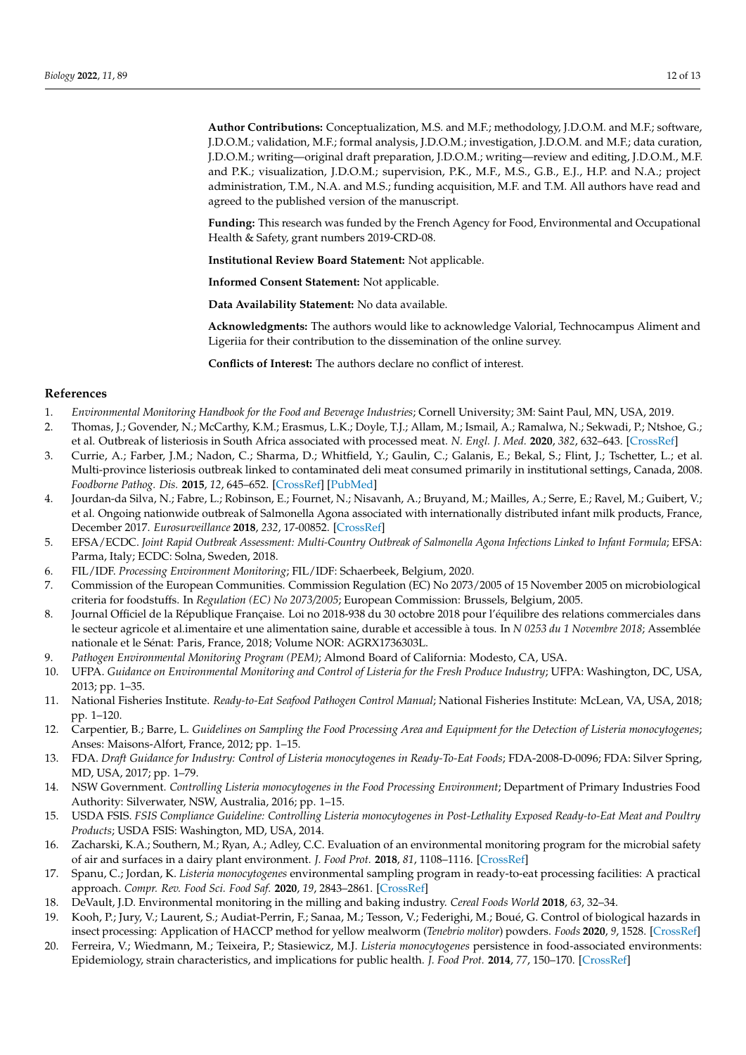**Author Contributions:** Conceptualization, M.S. and M.F.; methodology, J.D.O.M. and M.F.; software, J.D.O.M.; validation, M.F.; formal analysis, J.D.O.M.; investigation, J.D.O.M. and M.F.; data curation, J.D.O.M.; writing—original draft preparation, J.D.O.M.; writing—review and editing, J.D.O.M., M.F. and P.K.; visualization, J.D.O.M.; supervision, P.K., M.F., M.S., G.B., E.J., H.P. and N.A.; project administration, T.M., N.A. and M.S.; funding acquisition, M.F. and T.M. All authors have read and agreed to the published version of the manuscript.

**Funding:** This research was funded by the French Agency for Food, Environmental and Occupational Health & Safety, grant numbers 2019-CRD-08.

**Institutional Review Board Statement:** Not applicable.

**Informed Consent Statement:** Not applicable.

**Data Availability Statement:** No data available.

**Acknowledgments:** The authors would like to acknowledge Valorial, Technocampus Aliment and Ligeriia for their contribution to the dissemination of the online survey.

**Conflicts of Interest:** The authors declare no conflict of interest.

## References

1. *Environmental Monitoring Handbook for the Food and Beverage Industries*; Cornell University; 3M: Saint Paul, MN, USA, 2019.
2. Thomas, J.; Govender, N.; McCarthy, K.M.; Erasmus, L.K.; Doyle, T.J.; Allam, M.; Ismail, A.; Ramalwa, N.; Sekwadi, P.; Ntshoe, G.; et al. Outbreak of listeriosis in South Africa associated with processed meat. *N. Engl. J. Med.* **2020**, *382*, 632–643. [CrossRef]
3. Currie, A.; Farber, J.M.; Nadon, C.; Sharma, D.; Whitfield, Y.; Gaulin, C.; Galanis, E.; Bekal, S.; Flint, J.; Tschetter, L.; et al. Multi-province listeriosis outbreak linked to contaminated deli meat consumed primarily in institutional settings, Canada, 2008. *Foodborne Pathog. Dis.* **2015**, *12*, 645–652. [CrossRef] [PubMed]
4. Jourdan-da Silva, N.; Fabre, L.; Robinson, E.; Fournet, N.; Nisavanh, A.; Bruyand, M.; Mailles, A.; Serre, E.; Ravel, M.; Guibert, V.; et al. Ongoing nationwide outbreak of Salmonella Agona associated with internationally distributed infant milk products, France, December 2017. *Eurosurveillance* **2018**, *232*, 17-00852. [CrossRef]
5. EFSA/ECDC. *Joint Rapid Outbreak Assessment: Multi-Country Outbreak of Salmonella Agona Infections Linked to Infant Formula*; EFSA: Parma, Italy; ECDC: Solna, Sweden, 2018.
6. FIL/IDF. *Processing Environment Monitoring*; FIL/IDF: Schaerbeek, Belgium, 2020.
7. Commission of the European Communities. Commission Regulation (EC) No 2073/2005 of 15 November 2005 on microbiological criteria for foodstuffs. In *Regulation (EC) No 2073/2005*; European Commission: Brussels, Belgium, 2005.
8. Journal Officiel de la République Française. Loi no 2018-938 du 30 octobre 2018 pour l'équilibre des relations commerciales dans le secteur agricole et al.imentaire et une alimentation saine, durable et accessible à tous. In *N 0253 du 1 Novembre 2018*; Assemblée nationale et le Sénat: Paris, France, 2018; Volume NOR: AGRX1736303L.
9. *Pathogen Environmental Monitoring Program (PEM)*; Almond Board of California: Modesto, CA, USA.
10. UFPA. *Guidance on Environmental Monitoring and Control of Listeria for the Fresh Produce Industry*; UFPA: Washington, DC, USA, 2013; pp. 1–35.
11. National Fisheries Institute. *Ready-to-Eat Seafood Pathogen Control Manual*; National Fisheries Institute: McLean, VA, USA, 2018; pp. 1–120.
12. Carpentier, B.; Barre, L. *Guidelines on Sampling the Food Processing Area and Equipment for the Detection of Listeria monocytogenes*; Anses: Maisons-Alfort, France, 2012; pp. 1–15.
13. FDA. *Draft Guidance for Industry: Control of Listeria monocytogenes in Ready-To-Eat Foods*; FDA-2008-D-0096; FDA: Silver Spring, MD, USA, 2017; pp. 1–79.
14. NSW Government. *Controlling Listeria monocytogenes in the Food Processing Environment*; Department of Primary Industries Food Authority: Silverwater, NSW, Australia, 2016; pp. 1–15.
15. USDA FSIS. *FSIS Compliance Guideline: Controlling Listeria monocytogenes in Post-Lethality Exposed Ready-to-Eat Meat and Poultry Products*; USDA FSIS: Washington, MD, USA, 2014.
16. Zacharski, K.A.; Southern, M.; Ryan, A.; Adley, C.C. Evaluation of an environmental monitoring program for the microbial safety of air and surfaces in a dairy plant environment. *J. Food Prot.* **2018**, *81*, 1108–1116. [CrossRef]
17. Spanu, C.; Jordan, K. *Listeria monocytogenes* environmental sampling program in ready-to-eat processing facilities: A practical approach. *Compr. Rev. Food Sci. Food Saf.* **2020**, *19*, 2843–2861. [CrossRef]
18. DeVault, J.D. Environmental monitoring in the milling and baking industry. *Cereal Foods World* **2018**, *63*, 32–34.
19. Kooh, P.; Jury, V.; Laurent, S.; Audiat-Perrin, F.; Sanaa, M.; Tesson, V.; Federighi, M.; Boué, G. Control of biological hazards in insect processing: Application of HACCP method for yellow mealworm (*Tenebrio molitor*) powders. *Foods* **2020**, *9*, 1528. [CrossRef]
20. Ferreira, V.; Wiedmann, M.; Teixeira, P.; Stasiewicz, M.J. *Listeria monocytogenes* persistence in food-associated environments: Epidemiology, strain characteristics, and implications for public health. *J. Food Prot.* **2014**, *77*, 150–170. [CrossRef]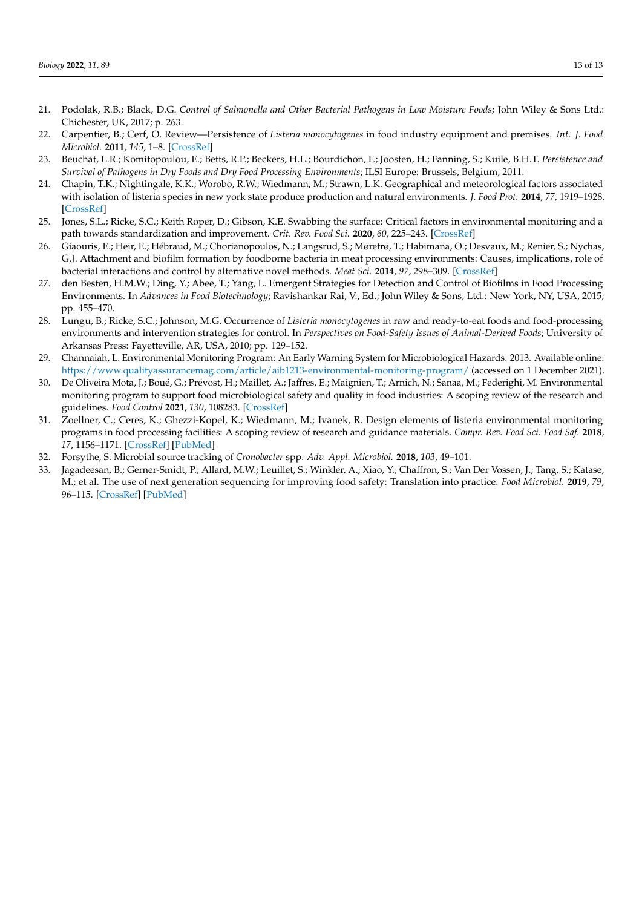21. Podolak, R.B.; Black, D.G. *Control of Salmonella and Other Bacterial Pathogens in Low Moisture Foods*; John Wiley & Sons Ltd.: Chichester, UK, 2017; p. 263.
22. Carpentier, B.; Cerf, O. Review—Persistence of *Listeria monocytogenes* in food industry equipment and premises. *Int. J. Food Microbiol.* **2011**, *145*, 1–8. [CrossRef]
23. Beuchat, L.R.; Komitopoulou, E.; Betts, R.P.; Beckers, H.L.; Bourdichon, F.; Joosten, H.; Fanning, S.; Kuile, B.H.T. *Persistence and Survival of Pathogens in Dry Foods and Dry Food Processing Environments*; ILSI Europe: Brussels, Belgium, 2011.
24. Chapin, T.K.; Nightingale, K.K.; Worobo, R.W.; Wiedmann, M.; Strawn, L.K. Geographical and meteorological factors associated with isolation of listeria species in new york state produce production and natural environments. *J. Food Prot.* **2014**, *77*, 1919–1928. [CrossRef]
25. Jones, S.L.; Ricke, S.C.; Keith Roper, D.; Gibson, K.E. Swabbing the surface: Critical factors in environmental monitoring and a path towards standardization and improvement. *Crit. Rev. Food Sci.* **2020**, *60*, 225–243. [CrossRef]
26. Giaouris, E.; Heir, E.; Hébraud, M.; Chorianopoulos, N.; Langsrud, S.; Møretrø, T.; Habimana, O.; Desvaux, M.; Renier, S.; Nychas, G.J. Attachment and biofilm formation by foodborne bacteria in meat processing environments: Causes, implications, role of bacterial interactions and control by alternative novel methods. *Meat Sci.* **2014**, *97*, 298–309. [CrossRef]
27. den Besten, H.M.W.; Ding, Y.; Abee, T.; Yang, L. Emergent Strategies for Detection and Control of Biofilms in Food Processing Environments. In *Advances in Food Biotechnology*; Ravishankar Rai, V., Ed.; John Wiley & Sons, Ltd.: New York, NY, USA, 2015; pp. 455–470.
28. Lungu, B.; Ricke, S.C.; Johnson, M.G. Occurrence of *Listeria monocytogenes* in raw and ready-to-eat foods and food-processing environments and intervention strategies for control. In *Perspectives on Food-Safety Issues of Animal-Derived Foods*; University of Arkansas Press: Fayetteville, AR, USA, 2010; pp. 129–152.
29. Channaiah, L. Environmental Monitoring Program: An Early Warning System for Microbiological Hazards. 2013. Available online: https://www.qualityassurancemag.com/article/aib1213-environmental-monitoring-program/ (accessed on 1 December 2021).
30. De Oliveira Mota, J.; Boué, G.; Prévost, H.; Maillet, A.; Jaffres, E.; Maignien, T.; Arnich, N.; Sanaa, M.; Federighi, M. Environmental monitoring program to support food microbiological safety and quality in food industries: A scoping review of the research and guidelines. *Food Control* **2021**, *130*, 108283. [CrossRef]
31. Zoellner, C.; Ceres, K.; Ghezzi-Kopel, K.; Wiedmann, M.; Ivanek, R. Design elements of listeria environmental monitoring programs in food processing facilities: A scoping review of research and guidance materials. *Compr. Rev. Food Sci. Food Saf.* **2018**, *17*, 1156–1171. [CrossRef] [PubMed]
32. Forsythe, S. Microbial source tracking of *Cronobacter* spp. *Adv. Appl. Microbiol.* **2018**, *103*, 49–101.
33. Jagadeesan, B.; Gerner-Smidt, P.; Allard, M.W.; Leuillet, S.; Winkler, A.; Xiao, Y.; Chaffron, S.; Van Der Vossen, J.; Tang, S.; Katase, M.; et al. The use of next generation sequencing for improving food safety: Translation into practice. *Food Microbiol.* **2019**, *79*, 96–115. [CrossRef] [PubMed]